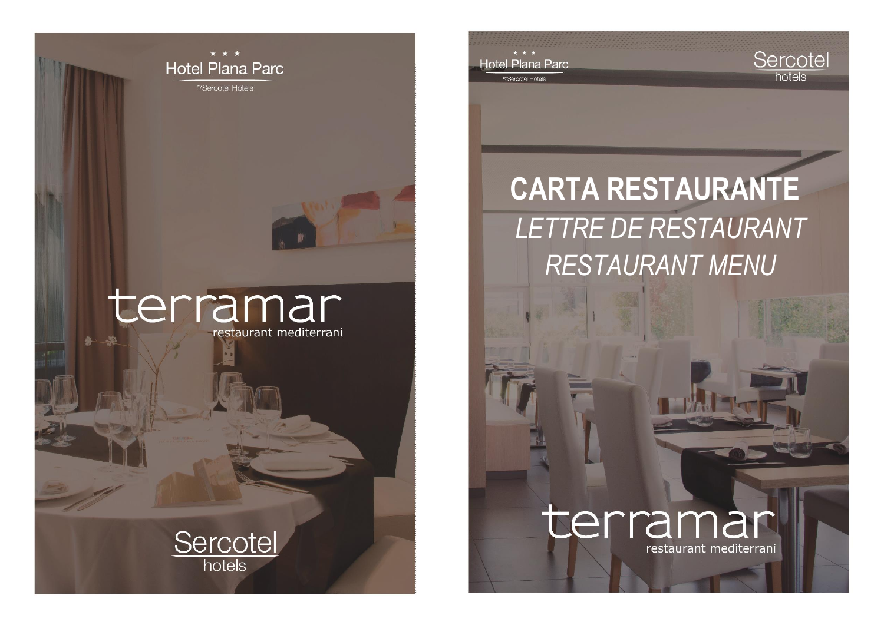★ ★ ★

Hotel Plana Parc

by Sercotel Hotels

# terramar

restaurant mediterrani

Sercotel hotels

★ ★ ★

Hotel Plana Parc

by Sercotel Hotels

Sercotel hotels

# CARTA RESTAURANTE

*LETTRE DE RESTAURANT*

*RESTAURANT MENU*

terramar

restaurant mediterrani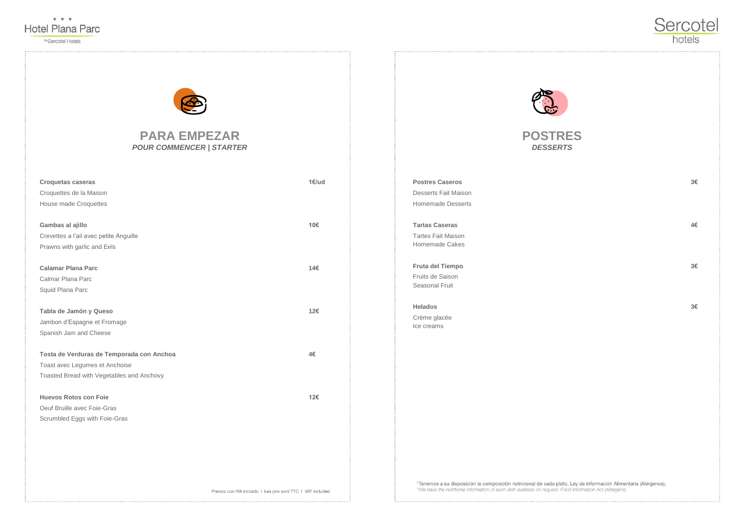## PARA EMPEZAR

***POUR COMMENCER | STARTER***

**Croquetas caseras** — **1€/ud**
Croquettes de la Maison
House made Croquettes

**Gambas al ajillo** — **10€**
Crevettes a l'ail avec petite Anguille
Prawns with garlic and Eels

**Calamar Plana Parc** — **14€**
Calmar Plana Parc
Squid Plana Parc

**Tabla de Jamón y Queso** — **12€**
Jambon d'Espagne et Fromage
Spanish Jam and Cheese

**Tosta de Verduras de Temporada con Anchoa** — **4€**
Toast avec Legumes et Anchoise
Toasted Bread with Vegetables and Anchovy

**Huevos Rotos con Foie** — **12€**
Oeuf Bruille avec Foie-Gras
Scrumbled Eggs with Foie-Gras

Precios con IVA incluido | Les prix sont TTC | VAT included

## POSTRES

***DESSERTS***

**Postres Caseros** — **3€**
Desserts Fait Maison
Homemade Desserts

**Tartas Caseras** — **4€**
Tartes Fait Maison
Homemade Cakes

**Fruta del Tiempo** — **3€**
Fruits de Saison
Seasonal Fruit

**Helados** — **3€**
Crème glacée
Ice creams

*Tenemos a su disposición la composición nutricional de cada plato. Ley de información Alimentaria (Alérgenos).

*We have the nutritional information of each dish available on request. Food Information Act (Allergens).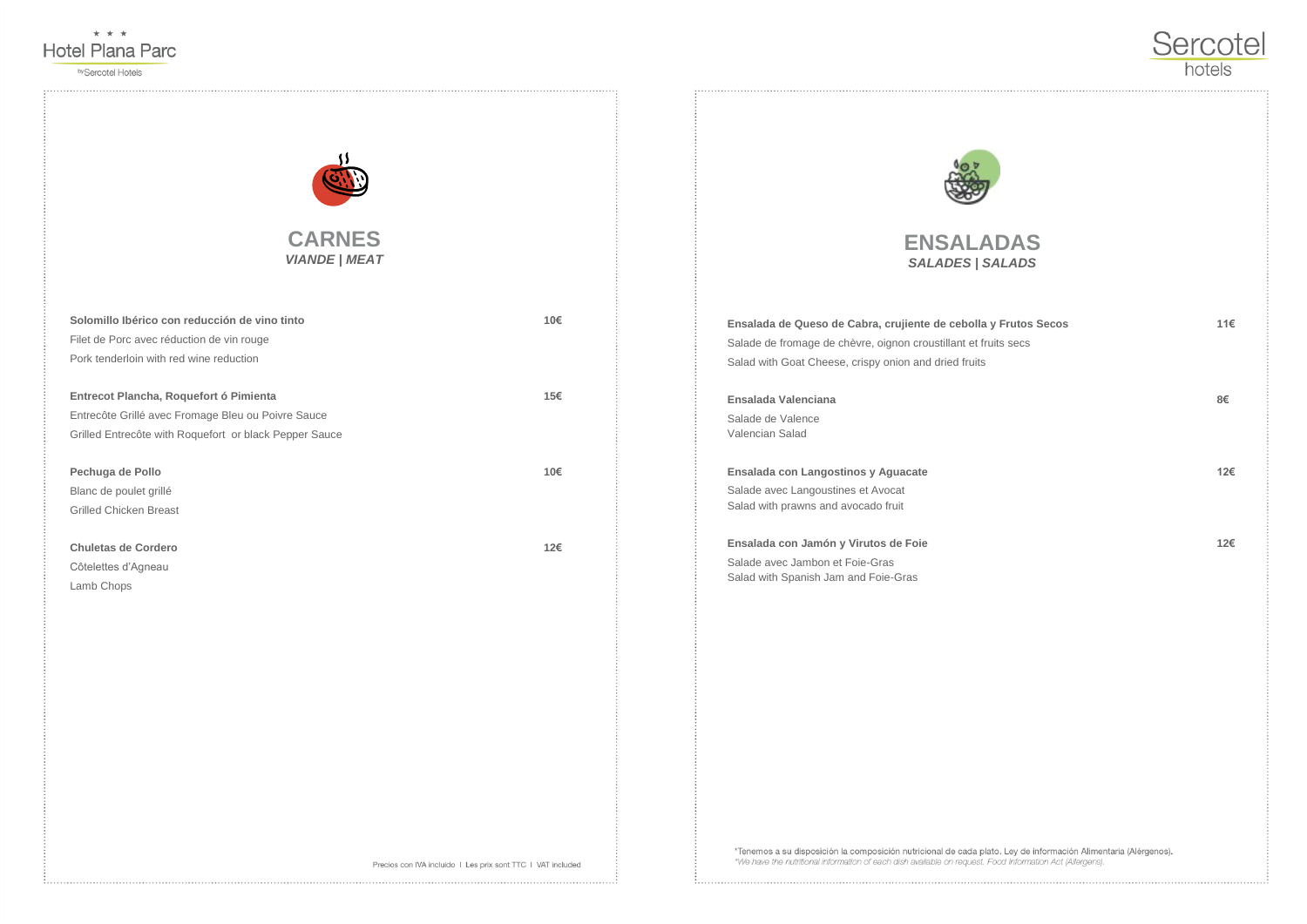## CARNES
### *VIANDE | MEAT*

**Solomillo Ibérico con reducción de vino tinto** — **10€**
Filet de Porc avec réduction de vin rouge
Pork tenderloin with red wine reduction

**Entrecot Plancha, Roquefort ó Pimienta** — **15€**
Entrecôte Grillé avec Fromage Bleu ou Poivre Sauce
Grilled Entrecôte with Roquefort or black Pepper Sauce

**Pechuga de Pollo** — **10€**
Blanc de poulet grillé
Grilled Chicken Breast

**Chuletas de Cordero** — **12€**
Côtelettes d'Agneau
Lamb Chops

Precios con IVA incluido | Les prix sont TTC | VAT included

## ENSALADAS
### *SALADES | SALADS*

**Ensalada de Queso de Cabra, crujiente de cebolla y Frutos Secos** — **11€**
Salade de fromage de chèvre, oignon croustillant et fruits secs
Salad with Goat Cheese, crispy onion and dried fruits

**Ensalada Valenciana** — **8€**
Salade de Valence
Valencian Salad

**Ensalada con Langostinos y Aguacate** — **12€**
Salade avec Langoustines et Avocat
Salad with prawns and avocado fruit

**Ensalada con Jamón y Virutos de Foie** — **12€**
Salade avec Jambon et Foie-Gras
Salad with Spanish Jam and Foie-Gras

*Tenemos a su disposición la composición nutricional de cada plato. Ley de información Alimentaria (Alérgenos).
*We have the nutritional information of each dish available on request. Food Information Act (Allergens).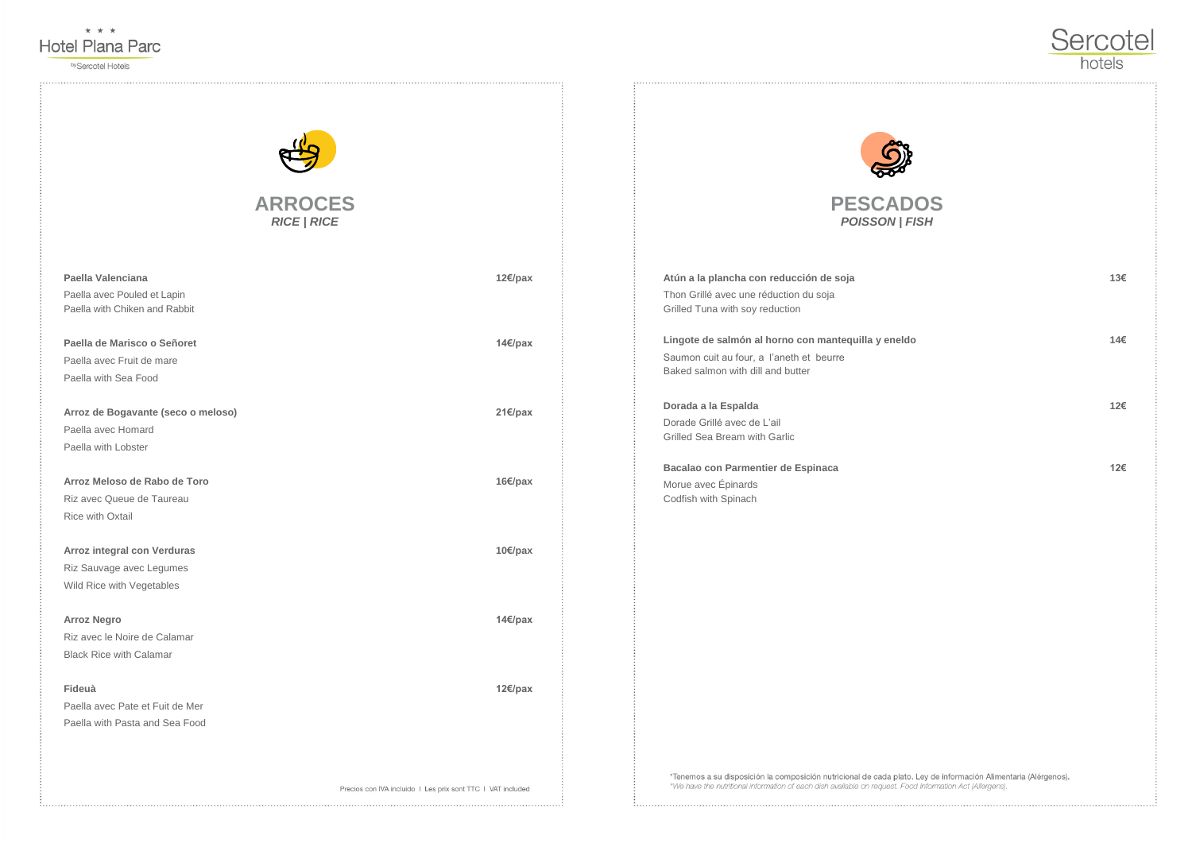## ARROCES

***RICE | RICE***

**Paella Valenciana** — **12€/pax**
Paella avec Pouled et Lapin
Paella with Chiken and Rabbit

**Paella de Marisco o Señoret** — **14€/pax**
Paella avec Fruit de mare
Paella with Sea Food

**Arroz de Bogavante (seco o meloso)** — **21€/pax**
Paella avec Homard
Paella with Lobster

**Arroz Meloso de Rabo de Toro** — **16€/pax**
Riz avec Queue de Taureau
Rice with Oxtail

**Arroz integral con Verduras** — **10€/pax**
Riz Sauvage avec Legumes
Wild Rice with Vegetables

**Arroz Negro** — **14€/pax**
Riz avec le Noire de Calamar
Black Rice with Calamar

**Fideuà** — **12€/pax**
Paella avec Pate et Fuit de Mer
Paella with Pasta and Sea Food

Precios con IVA incluido | Les prix sont TTC | VAT included

## PESCADOS

***POISSON | FISH***

**Atún a la plancha con reducción de soja** — **13€**
Thon Grillé avec une réduction du soja
Grilled Tuna with soy reduction

**Lingote de salmón al horno con mantequilla y eneldo** — **14€**
Saumon cuit au four, a l'aneth et beurre
Baked salmon with dill and butter

**Dorada a la Espalda** — **12€**
Dorade Grillé avec de L'ail
Grilled Sea Bream with Garlic

**Bacalao con Parmentier de Espinaca** — **12€**
Morue avec Épinards
Codfish with Spinach

*Tenemos a su disposición la composición nutricional de cada plato. Ley de información Alimentaria (Alérgenos).
*We have the nutritional information of each dish available on request. Food Information Act (Allergens).